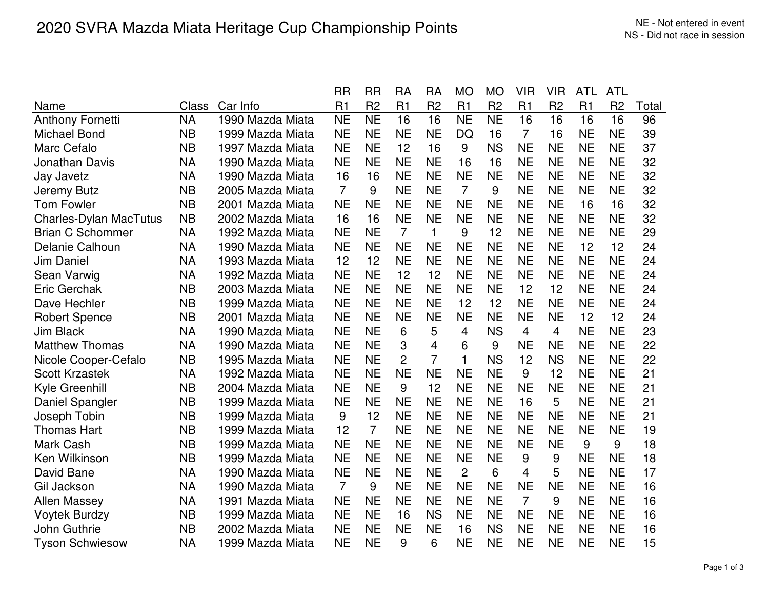# 2020 SVRA Mazda Miata Heritage Cup Championship Points

NE - Not entered in event
NS - Did not race in session

| Name | Class | Car Info | RR R1 | RR R2 | RA R1 | RA R2 | MO R1 | MO R2 | VIR R1 | VIR R2 | ATL R1 | ATL R2 | Total |
|---|---|---|---|---|---|---|---|---|---|---|---|---|---|
| Anthony Fornetti | NA | 1990 Mazda Miata | NE | NE | 16 | 16 | NE | NE | 16 | 16 | 16 | 16 | 96 |
| Michael Bond | NB | 1999 Mazda Miata | NE | NE | NE | NE | DQ | 16 | 7 | 16 | NE | NE | 39 |
| Marc Cefalo | NB | 1997 Mazda Miata | NE | NE | 12 | 16 | 9 | NS | NE | NE | NE | NE | 37 |
| Jonathan Davis | NA | 1990 Mazda Miata | NE | NE | NE | NE | 16 | 16 | NE | NE | NE | NE | 32 |
| Jay Javetz | NA | 1990 Mazda Miata | 16 | 16 | NE | NE | NE | NE | NE | NE | NE | NE | 32 |
| Jeremy Butz | NB | 2005 Mazda Miata | 7 | 9 | NE | NE | 7 | 9 | NE | NE | NE | NE | 32 |
| Tom Fowler | NB | 2001 Mazda Miata | NE | NE | NE | NE | NE | NE | NE | NE | 16 | 16 | 32 |
| Charles-Dylan MacTutus | NB | 2002 Mazda Miata | 16 | 16 | NE | NE | NE | NE | NE | NE | NE | NE | 32 |
| Brian C Schommer | NA | 1992 Mazda Miata | NE | NE | 7 | 1 | 9 | 12 | NE | NE | NE | NE | 29 |
| Delanie Calhoun | NA | 1990 Mazda Miata | NE | NE | NE | NE | NE | NE | NE | NE | 12 | 12 | 24 |
| Jim Daniel | NA | 1993 Mazda Miata | 12 | 12 | NE | NE | NE | NE | NE | NE | NE | NE | 24 |
| Sean Varwig | NA | 1992 Mazda Miata | NE | NE | 12 | 12 | NE | NE | NE | NE | NE | NE | 24 |
| Eric Gerchak | NB | 2003 Mazda Miata | NE | NE | NE | NE | NE | NE | 12 | 12 | NE | NE | 24 |
| Dave Hechler | NB | 1999 Mazda Miata | NE | NE | NE | NE | 12 | 12 | NE | NE | NE | NE | 24 |
| Robert Spence | NB | 2001 Mazda Miata | NE | NE | NE | NE | NE | NE | NE | NE | 12 | 12 | 24 |
| Jim Black | NA | 1990 Mazda Miata | NE | NE | 6 | 5 | 4 | NS | 4 | 4 | NE | NE | 23 |
| Matthew Thomas | NA | 1990 Mazda Miata | NE | NE | 3 | 4 | 6 | 9 | NE | NE | NE | NE | 22 |
| Nicole Cooper-Cefalo | NB | 1995 Mazda Miata | NE | NE | 2 | 7 | 1 | NS | 12 | NS | NE | NE | 22 |
| Scott Krzastek | NA | 1992 Mazda Miata | NE | NE | NE | NE | NE | NE | 9 | 12 | NE | NE | 21 |
| Kyle Greenhill | NB | 2004 Mazda Miata | NE | NE | 9 | 12 | NE | NE | NE | NE | NE | NE | 21 |
| Daniel Spangler | NB | 1999 Mazda Miata | NE | NE | NE | NE | NE | NE | 16 | 5 | NE | NE | 21 |
| Joseph Tobin | NB | 1999 Mazda Miata | 9 | 12 | NE | NE | NE | NE | NE | NE | NE | NE | 21 |
| Thomas Hart | NB | 1999 Mazda Miata | 12 | 7 | NE | NE | NE | NE | NE | NE | NE | NE | 19 |
| Mark Cash | NB | 1999 Mazda Miata | NE | NE | NE | NE | NE | NE | NE | NE | 9 | 9 | 18 |
| Ken Wilkinson | NB | 1999 Mazda Miata | NE | NE | NE | NE | NE | NE | 9 | 9 | NE | NE | 18 |
| David Bane | NA | 1990 Mazda Miata | NE | NE | NE | NE | 2 | 6 | 4 | 5 | NE | NE | 17 |
| Gil Jackson | NA | 1990 Mazda Miata | 7 | 9 | NE | NE | NE | NE | NE | NE | NE | NE | 16 |
| Allen Massey | NA | 1991 Mazda Miata | NE | NE | NE | NE | NE | NE | 7 | 9 | NE | NE | 16 |
| Voytek Burdzy | NB | 1999 Mazda Miata | NE | NE | 16 | NS | NE | NE | NE | NE | NE | NE | 16 |
| John Guthrie | NB | 2002 Mazda Miata | NE | NE | NE | NE | 16 | NS | NE | NE | NE | NE | 16 |
| Tyson Schwiesow | NA | 1999 Mazda Miata | NE | NE | 9 | 6 | NE | NE | NE | NE | NE | NE | 15 |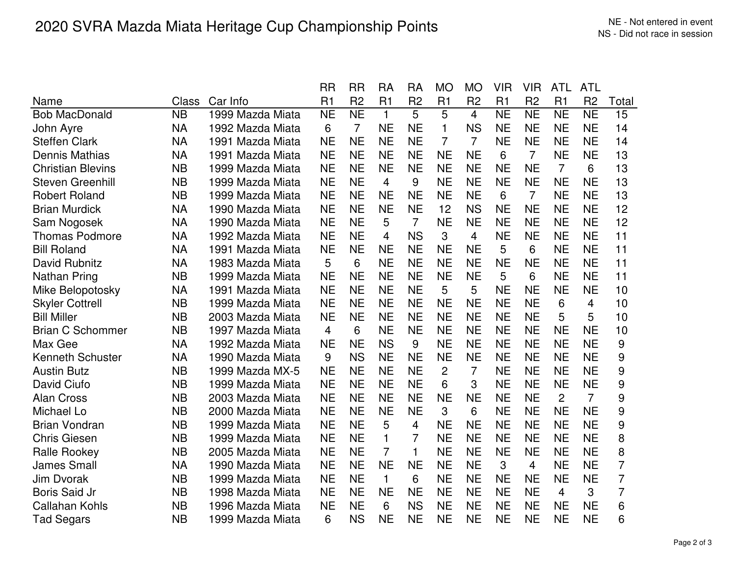# 2020 SVRA Mazda Miata Heritage Cup Championship Points

NE - Not entered in event
NS - Did not race in session

| Name | Class | Car Info | RR R1 | RR R2 | RA R1 | RA R2 | MO R1 | MO R2 | VIR R1 | VIR R2 | ATL R1 | ATL R2 | Total |
|---|---|---|---|---|---|---|---|---|---|---|---|---|---|
| Bob MacDonald | NB | 1999 Mazda Miata | NE | NE | 1 | 5 | 5 | 4 | NE | NE | NE | NE | 15 |
| John Ayre | NA | 1992 Mazda Miata | 6 | 7 | NE | NE | 1 | NS | NE | NE | NE | NE | 14 |
| Steffen Clark | NA | 1991 Mazda Miata | NE | NE | NE | NE | 7 | 7 | NE | NE | NE | NE | 14 |
| Dennis Mathias | NA | 1991 Mazda Miata | NE | NE | NE | NE | NE | NE | 6 | 7 | NE | NE | 13 |
| Christian Blevins | NB | 1999 Mazda Miata | NE | NE | NE | NE | NE | NE | NE | NE | 7 | 6 | 13 |
| Steven Greenhill | NB | 1999 Mazda Miata | NE | NE | 4 | 9 | NE | NE | NE | NE | NE | NE | 13 |
| Robert Roland | NB | 1999 Mazda Miata | NE | NE | NE | NE | NE | NE | 6 | 7 | NE | NE | 13 |
| Brian Murdick | NA | 1990 Mazda Miata | NE | NE | NE | NE | 12 | NS | NE | NE | NE | NE | 12 |
| Sam Nogosek | NA | 1990 Mazda Miata | NE | NE | 5 | 7 | NE | NE | NE | NE | NE | NE | 12 |
| Thomas Podmore | NA | 1992 Mazda Miata | NE | NE | 4 | NS | 3 | 4 | NE | NE | NE | NE | 11 |
| Bill Roland | NA | 1991 Mazda Miata | NE | NE | NE | NE | NE | NE | 5 | 6 | NE | NE | 11 |
| David Rubnitz | NA | 1983 Mazda Miata | 5 | 6 | NE | NE | NE | NE | NE | NE | NE | NE | 11 |
| Nathan Pring | NB | 1999 Mazda Miata | NE | NE | NE | NE | NE | NE | 5 | 6 | NE | NE | 11 |
| Mike Belopotosky | NA | 1991 Mazda Miata | NE | NE | NE | NE | 5 | 5 | NE | NE | NE | NE | 10 |
| Skyler Cottrell | NB | 1999 Mazda Miata | NE | NE | NE | NE | NE | NE | NE | NE | 6 | 4 | 10 |
| Bill Miller | NB | 2003 Mazda Miata | NE | NE | NE | NE | NE | NE | NE | NE | 5 | 5 | 10 |
| Brian C Schommer | NB | 1997 Mazda Miata | 4 | 6 | NE | NE | NE | NE | NE | NE | NE | NE | 10 |
| Max Gee | NA | 1992 Mazda Miata | NE | NE | NS | 9 | NE | NE | NE | NE | NE | NE | 9 |
| Kenneth Schuster | NA | 1990 Mazda Miata | 9 | NS | NE | NE | NE | NE | NE | NE | NE | NE | 9 |
| Austin Butz | NB | 1999 Mazda MX-5 | NE | NE | NE | NE | 2 | 7 | NE | NE | NE | NE | 9 |
| David Ciufo | NB | 1999 Mazda Miata | NE | NE | NE | NE | 6 | 3 | NE | NE | NE | NE | 9 |
| Alan Cross | NB | 2003 Mazda Miata | NE | NE | NE | NE | NE | NE | NE | NE | 2 | 7 | 9 |
| Michael Lo | NB | 2000 Mazda Miata | NE | NE | NE | NE | 3 | 6 | NE | NE | NE | NE | 9 |
| Brian Vondran | NB | 1999 Mazda Miata | NE | NE | 5 | 4 | NE | NE | NE | NE | NE | NE | 9 |
| Chris Giesen | NB | 1999 Mazda Miata | NE | NE | 1 | 7 | NE | NE | NE | NE | NE | NE | 8 |
| Ralle Rookey | NB | 2005 Mazda Miata | NE | NE | 7 | 1 | NE | NE | NE | NE | NE | NE | 8 |
| James Small | NA | 1990 Mazda Miata | NE | NE | NE | NE | NE | NE | 3 | 4 | NE | NE | 7 |
| Jim Dvorak | NB | 1999 Mazda Miata | NE | NE | 1 | 6 | NE | NE | NE | NE | NE | NE | 7 |
| Boris Said Jr | NB | 1998 Mazda Miata | NE | NE | NE | NE | NE | NE | NE | NE | 4 | 3 | 7 |
| Callahan Kohls | NB | 1996 Mazda Miata | NE | NE | 6 | NS | NE | NE | NE | NE | NE | NE | 6 |
| Tad Segars | NB | 1999 Mazda Miata | 6 | NS | NE | NE | NE | NE | NE | NE | NE | NE | 6 |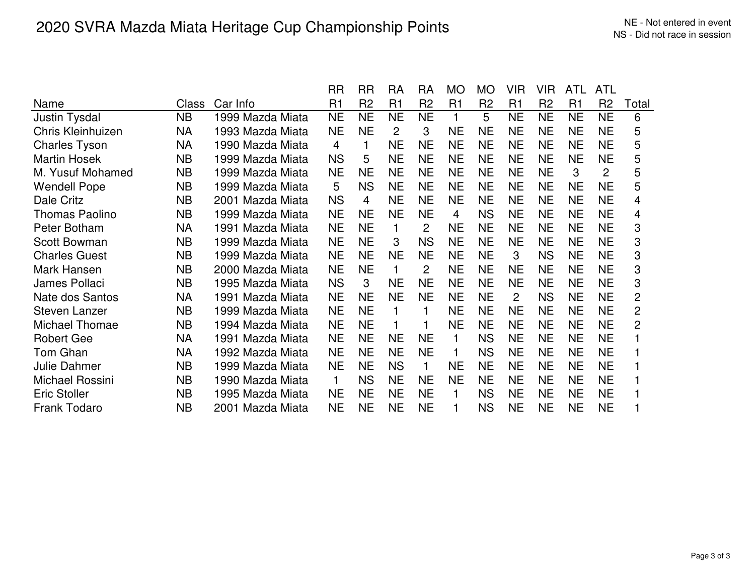# 2020 SVRA Mazda Miata Heritage Cup Championship Points

NE - Not entered in event
NS - Did not race in session

| Name | Class | Car Info | RR R1 | RR R2 | RA R1 | RA R2 | MO R1 | MO R2 | VIR R1 | VIR R2 | ATL R1 | ATL R2 | Total |
|---|---|---|---|---|---|---|---|---|---|---|---|---|---|
| Justin Tysdal | NB | 1999 Mazda Miata | NE | NE | NE | NE | 1 | 5 | NE | NE | NE | NE | 6 |
| Chris Kleinhuizen | NA | 1993 Mazda Miata | NE | NE | 2 | 3 | NE | NE | NE | NE | NE | NE | 5 |
| Charles Tyson | NA | 1990 Mazda Miata | 4 | 1 | NE | NE | NE | NE | NE | NE | NE | NE | 5 |
| Martin Hosek | NB | 1999 Mazda Miata | NS | 5 | NE | NE | NE | NE | NE | NE | NE | NE | 5 |
| M. Yusuf Mohamed | NB | 1999 Mazda Miata | NE | NE | NE | NE | NE | NE | NE | NE | 3 | 2 | 5 |
| Wendell Pope | NB | 1999 Mazda Miata | 5 | NS | NE | NE | NE | NE | NE | NE | NE | NE | 5 |
| Dale Critz | NB | 2001 Mazda Miata | NS | 4 | NE | NE | NE | NE | NE | NE | NE | NE | 4 |
| Thomas Paolino | NB | 1999 Mazda Miata | NE | NE | NE | NE | 4 | NS | NE | NE | NE | NE | 4 |
| Peter Botham | NA | 1991 Mazda Miata | NE | NE | 1 | 2 | NE | NE | NE | NE | NE | NE | 3 |
| Scott Bowman | NB | 1999 Mazda Miata | NE | NE | 3 | NS | NE | NE | NE | NE | NE | NE | 3 |
| Charles Guest | NB | 1999 Mazda Miata | NE | NE | NE | NE | NE | NE | 3 | NS | NE | NE | 3 |
| Mark Hansen | NB | 2000 Mazda Miata | NE | NE | 1 | 2 | NE | NE | NE | NE | NE | NE | 3 |
| James Pollaci | NB | 1995 Mazda Miata | NS | 3 | NE | NE | NE | NE | NE | NE | NE | NE | 3 |
| Nate dos Santos | NA | 1991 Mazda Miata | NE | NE | NE | NE | NE | NE | 2 | NS | NE | NE | 2 |
| Steven Lanzer | NB | 1999 Mazda Miata | NE | NE | 1 | 1 | NE | NE | NE | NE | NE | NE | 2 |
| Michael Thomae | NB | 1994 Mazda Miata | NE | NE | 1 | 1 | NE | NE | NE | NE | NE | NE | 2 |
| Robert Gee | NA | 1991 Mazda Miata | NE | NE | NE | NE | 1 | NS | NE | NE | NE | NE | 1 |
| Tom Ghan | NA | 1992 Mazda Miata | NE | NE | NE | NE | 1 | NS | NE | NE | NE | NE | 1 |
| Julie Dahmer | NB | 1999 Mazda Miata | NE | NE | NS | 1 | NE | NE | NE | NE | NE | NE | 1 |
| Michael Rossini | NB | 1990 Mazda Miata | 1 | NS | NE | NE | NE | NE | NE | NE | NE | NE | 1 |
| Eric Stoller | NB | 1995 Mazda Miata | NE | NE | NE | NE | 1 | NS | NE | NE | NE | NE | 1 |
| Frank Todaro | NB | 2001 Mazda Miata | NE | NE | NE | NE | 1 | NS | NE | NE | NE | NE | 1 |